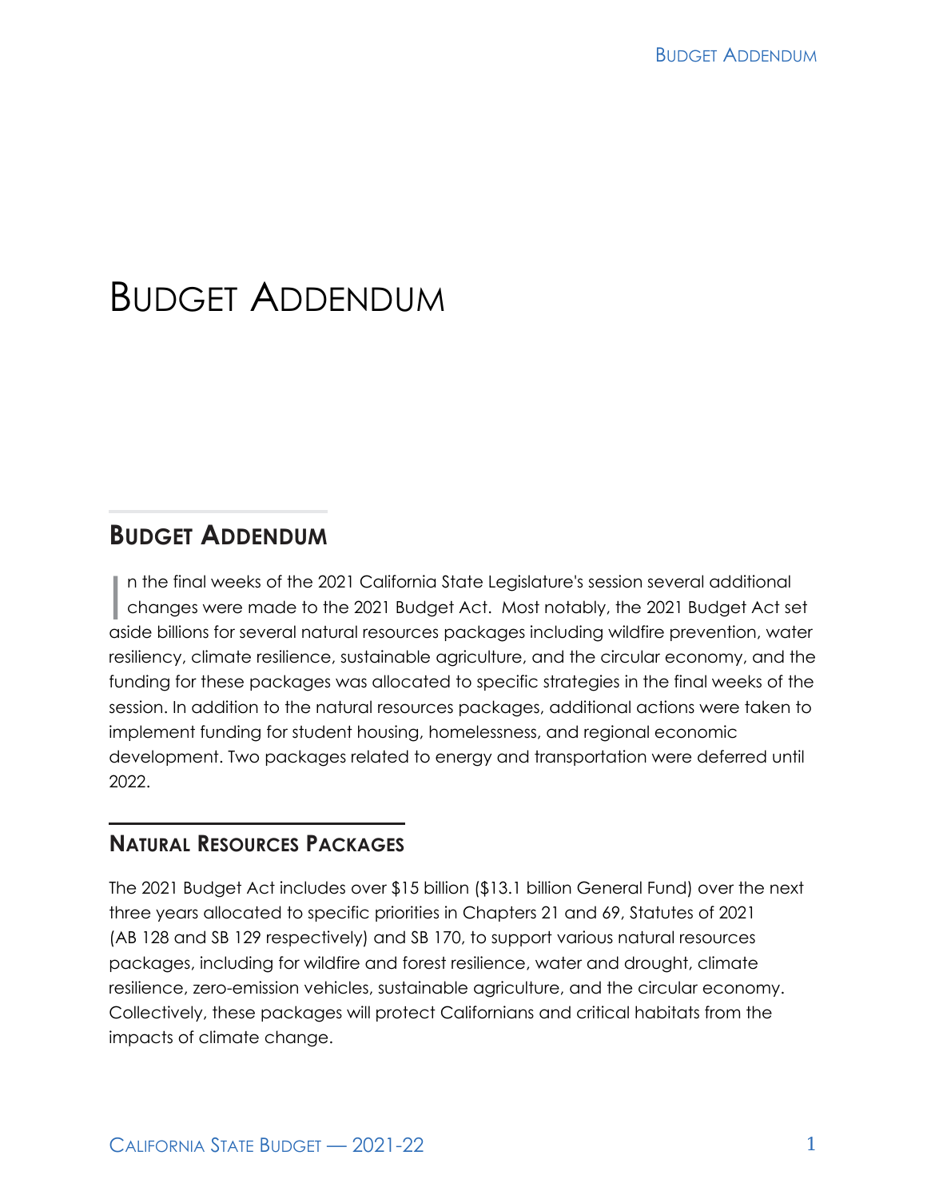# Budget Addendum

## Budget Addendum

In the final weeks of the 2021 California State Legislature's session several additional changes were made to the 2021 Budget Act. Most notably, the 2021 Budget Act set aside billions for several natural resources packages including wildfire prevention, water resiliency, climate resilience, sustainable agriculture, and the circular economy, and the funding for these packages was allocated to specific strategies in the final weeks of the session. In addition to the natural resources packages, additional actions were taken to implement funding for student housing, homelessness, and regional economic development. Two packages related to energy and transportation were deferred until 2022.

### Natural Resources Packages

The 2021 Budget Act includes over $15 billion ($13.1 billion General Fund) over the next three years allocated to specific priorities in Chapters 21 and 69, Statutes of 2021 (AB 128 and SB 129 respectively) and SB 170, to support various natural resources packages, including for wildfire and forest resilience, water and drought, climate resilience, zero-emission vehicles, sustainable agriculture, and the circular economy. Collectively, these packages will protect Californians and critical habitats from the impacts of climate change.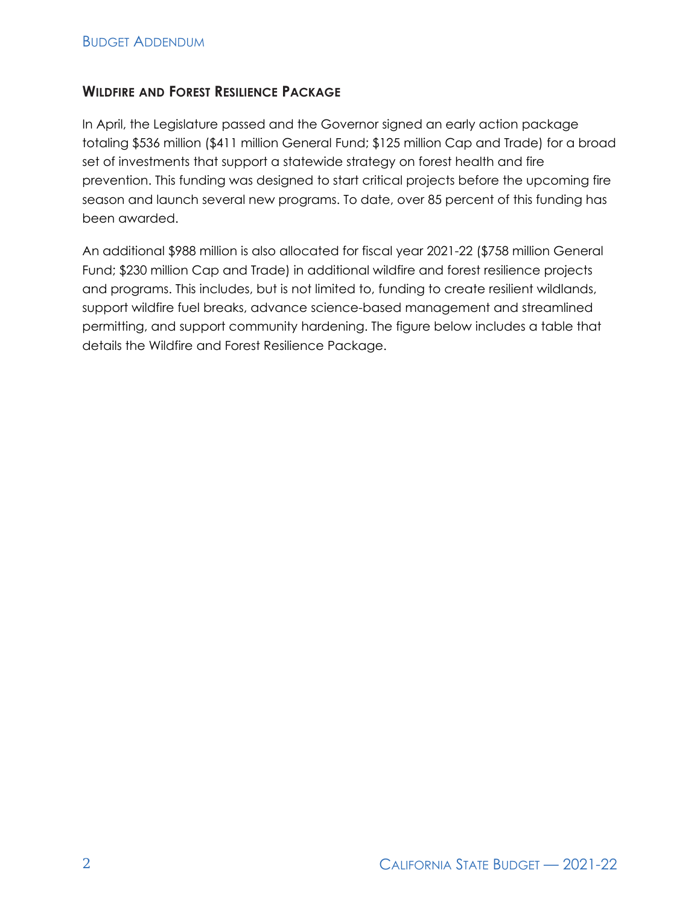## Wildfire and Forest Resilience Package

In April, the Legislature passed and the Governor signed an early action package totaling $536 million ($411 million General Fund; $125 million Cap and Trade) for a broad set of investments that support a statewide strategy on forest health and fire prevention. This funding was designed to start critical projects before the upcoming fire season and launch several new programs. To date, over 85 percent of this funding has been awarded.

An additional $988 million is also allocated for fiscal year 2021-22 ($758 million General Fund; $230 million Cap and Trade) in additional wildfire and forest resilience projects and programs. This includes, but is not limited to, funding to create resilient wildlands, support wildfire fuel breaks, advance science-based management and streamlined permitting, and support community hardening. The figure below includes a table that details the Wildfire and Forest Resilience Package.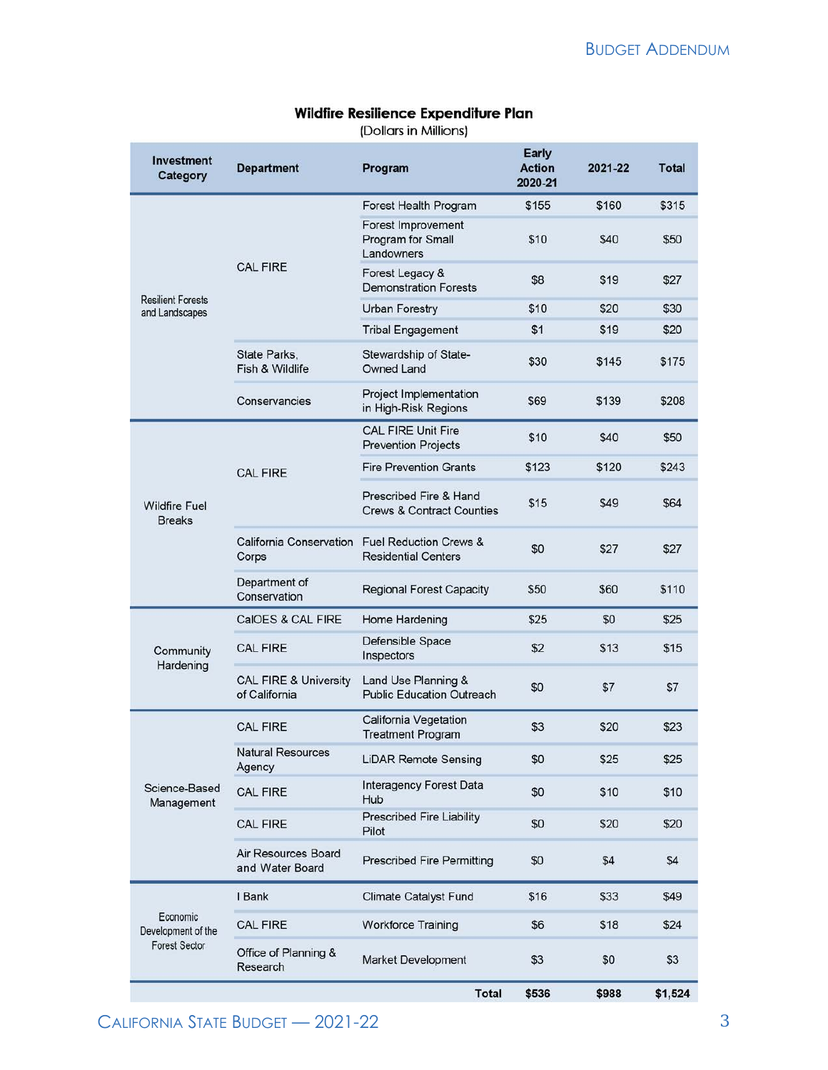## Wildfire Resilience Expenditure Plan

(Dollars in Millions)

| Investment Category | Department | Program | Early Action 2020-21 | 2021-22 | Total |
|---|---|---|---|---|---|
| Resilient Forests and Landscapes | CAL FIRE | Forest Health Program | $155 | $160 | $315 |
| | | Forest Improvement Program for Small Landowners | $10 | $40 | $50 |
| | | Forest Legacy & Demonstration Forests | $8 | $19 | $27 |
| | | Urban Forestry | $10 | $20 | $30 |
| | | Tribal Engagement | $1 | $19 | $20 |
| | State Parks, Fish & Wildlife | Stewardship of State-Owned Land | $30 | $145 | $175 |
| | Conservancies | Project Implementation in High-Risk Regions | $69 | $139 | $208 |
| Wildfire Fuel Breaks | CAL FIRE | CAL FIRE Unit Fire Prevention Projects | $10 | $40 | $50 |
| | | Fire Prevention Grants | $123 | $120 | $243 |
| | | Prescribed Fire & Hand Crews & Contract Counties | $15 | $49 | $64 |
| | California Conservation Corps | Fuel Reduction Crews & Residential Centers | $0 | $27 | $27 |
| | Department of Conservation | Regional Forest Capacity | $50 | $60 | $110 |
| Community Hardening | CalOES & CAL FIRE | Home Hardening | $25 | $0 | $25 |
| | CAL FIRE | Defensible Space Inspectors | $2 | $13 | $15 |
| | CAL FIRE & University of California | Land Use Planning & Public Education Outreach | $0 | $7 | $7 |
| Science-Based Management | CAL FIRE | California Vegetation Treatment Program | $3 | $20 | $23 |
| | Natural Resources Agency | LiDAR Remote Sensing | $0 | $25 | $25 |
| | CAL FIRE | Interagency Forest Data Hub | $0 | $10 | $10 |
| | CAL FIRE | Prescribed Fire Liability Pilot | $0 | $20 | $20 |
| | Air Resources Board and Water Board | Prescribed Fire Permitting | $0 | $4 | $4 |
| Economic Development of the Forest Sector | I Bank | Climate Catalyst Fund | $16 | $33 | $49 |
| | CAL FIRE | Workforce Training | $6 | $18 | $24 |
| | Office of Planning & Research | Market Development | $3 | $0 | $3 |
| | | **Total** | **$536** | **$988** | **$1,524** |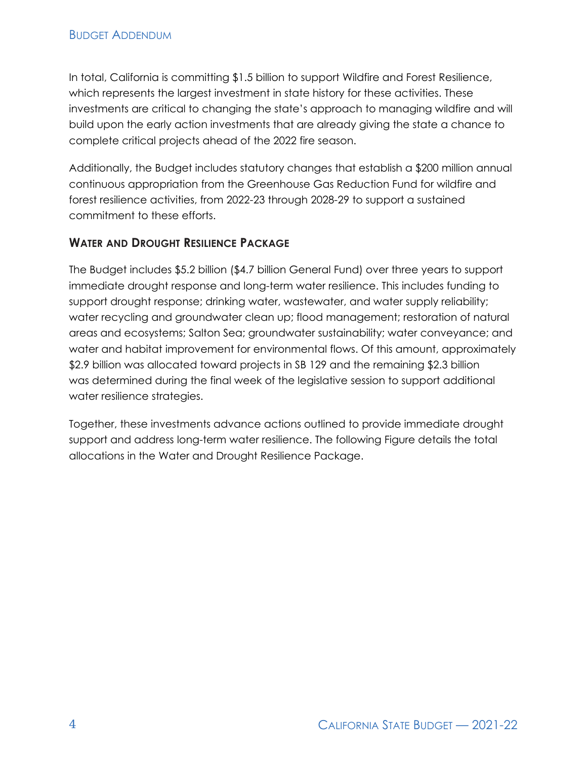In total, California is committing $1.5 billion to support Wildfire and Forest Resilience, which represents the largest investment in state history for these activities. These investments are critical to changing the state's approach to managing wildfire and will build upon the early action investments that are already giving the state a chance to complete critical projects ahead of the 2022 fire season.

Additionally, the Budget includes statutory changes that establish a $200 million annual continuous appropriation from the Greenhouse Gas Reduction Fund for wildfire and forest resilience activities, from 2022-23 through 2028-29 to support a sustained commitment to these efforts.

### Water and Drought Resilience Package

The Budget includes $5.2 billion ($4.7 billion General Fund) over three years to support immediate drought response and long-term water resilience. This includes funding to support drought response; drinking water, wastewater, and water supply reliability; water recycling and groundwater clean up; flood management; restoration of natural areas and ecosystems; Salton Sea; groundwater sustainability; water conveyance; and water and habitat improvement for environmental flows. Of this amount, approximately $2.9 billion was allocated toward projects in SB 129 and the remaining $2.3 billion was determined during the final week of the legislative session to support additional water resilience strategies.

Together, these investments advance actions outlined to provide immediate drought support and address long-term water resilience. The following Figure details the total allocations in the Water and Drought Resilience Package.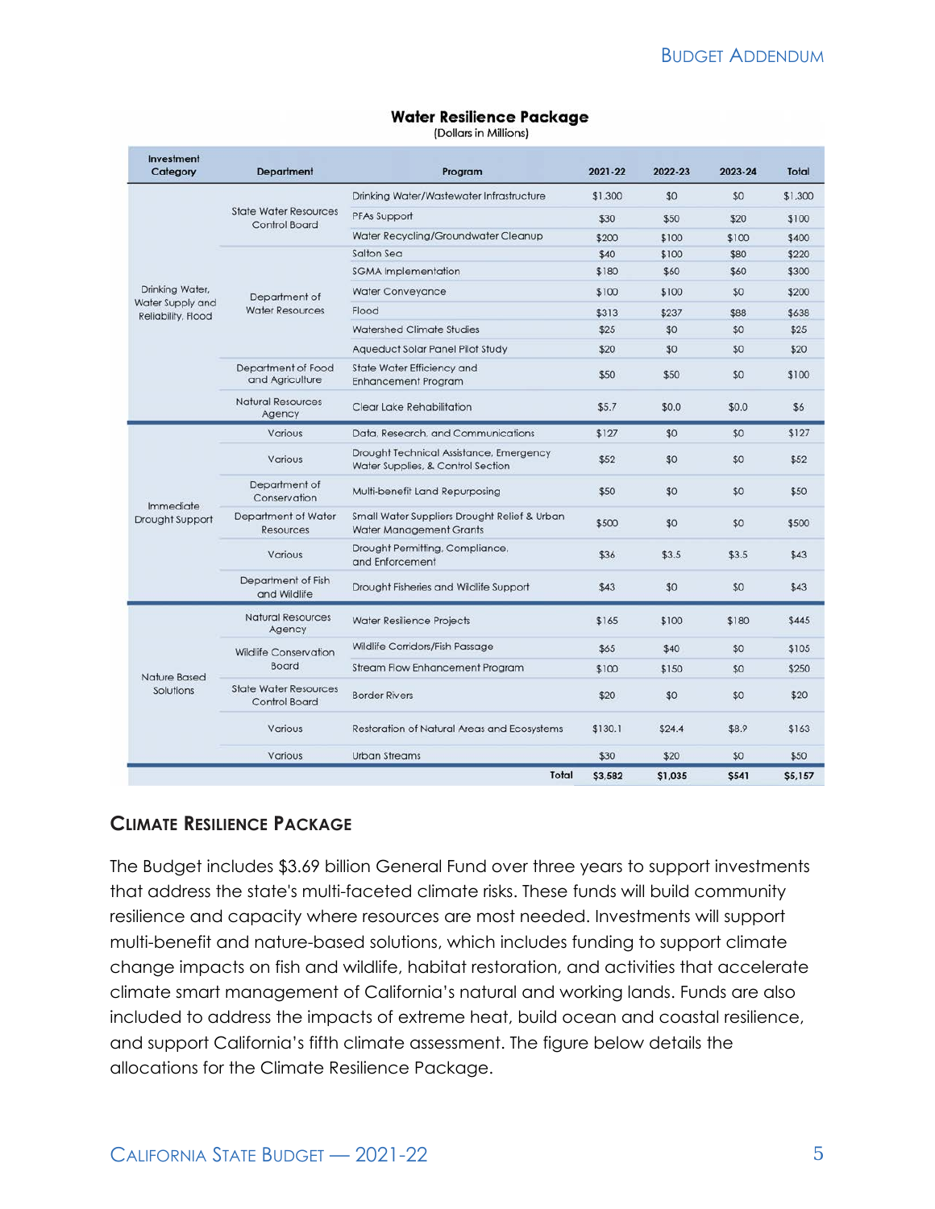**Water Resilience Package**
(Dollars in Millions)

| Investment Category | Department | Program | 2021-22 | 2022-23 | 2023-24 | Total |
|---|---|---|---|---|---|---|
| Drinking Water, Water Supply and Reliability, Flood | State Water Resources Control Board | Drinking Water/Wastewater Infrastructure | $1,300 | $0 | $0 | $1,300 |
| | | PFAs Support | $30 | $50 | $20 | $100 |
| | | Water Recycling/Groundwater Cleanup | $200 | $100 | $100 | $400 |
| | Department of Water Resources | Salton Sea | $40 | $100 | $80 | $220 |
| | | SGMA Implementation | $180 | $60 | $60 | $300 |
| | | Water Conveyance | $100 | $100 | $0 | $200 |
| | | Flood | $313 | $237 | $88 | $638 |
| | | Watershed Climate Studies | $25 | $0 | $0 | $25 |
| | | Aqueduct Solar Panel Pilot Study | $20 | $0 | $0 | $20 |
| | Department of Food and Agriculture | State Water Efficiency and Enhancement Program | $50 | $50 | $0 | $100 |
| | Natural Resources Agency | Clear Lake Rehabilitation | $5.7 | $0.0 | $0.0 | $6 |
| Immediate Drought Support | Various | Data, Research, and Communications | $127 | $0 | $0 | $127 |
| | Various | Drought Technical Assistance, Emergency Water Supplies, & Control Section | $52 | $0 | $0 | $52 |
| | Department of Conservation | Multi-benefit Land Repurposing | $50 | $0 | $0 | $50 |
| | Department of Water Resources | Small Water Suppliers Drought Relief & Urban Water Management Grants | $500 | $0 | $0 | $500 |
| | Various | Drought Permitting, Compliance, and Enforcement | $36 | $3.5 | $3.5 | $43 |
| | Department of Fish and Wildlife | Drought Fisheries and Wildlife Support | $43 | $0 | $0 | $43 |
| Nature Based Solutions | Natural Resources Agency | Water Resilience Projects | $165 | $100 | $180 | $445 |
| | Wildlife Conservation Board | Wildlife Corridors/Fish Passage | $65 | $40 | $0 | $105 |
| | | Stream Flow Enhancement Program | $100 | $150 | $0 | $250 |
| | State Water Resources Control Board | Border Rivers | $20 | $0 | $0 | $20 |
| | Various | Restoration of Natural Areas and Ecosystems | $130.1 | $24.4 | $8.9 | $163 |
| | Various | Urban Streams | $30 | $20 | $0 | $50 |
| | | **Total** | **$3,582** | **$1,035** | **$541** | **$5,157** |

## Climate Resilience Package

The Budget includes $3.69 billion General Fund over three years to support investments that address the state's multi-faceted climate risks. These funds will build community resilience and capacity where resources are most needed. Investments will support multi-benefit and nature-based solutions, which includes funding to support climate change impacts on fish and wildlife, habitat restoration, and activities that accelerate climate smart management of California's natural and working lands. Funds are also included to address the impacts of extreme heat, build ocean and coastal resilience, and support California's fifth climate assessment. The figure below details the allocations for the Climate Resilience Package.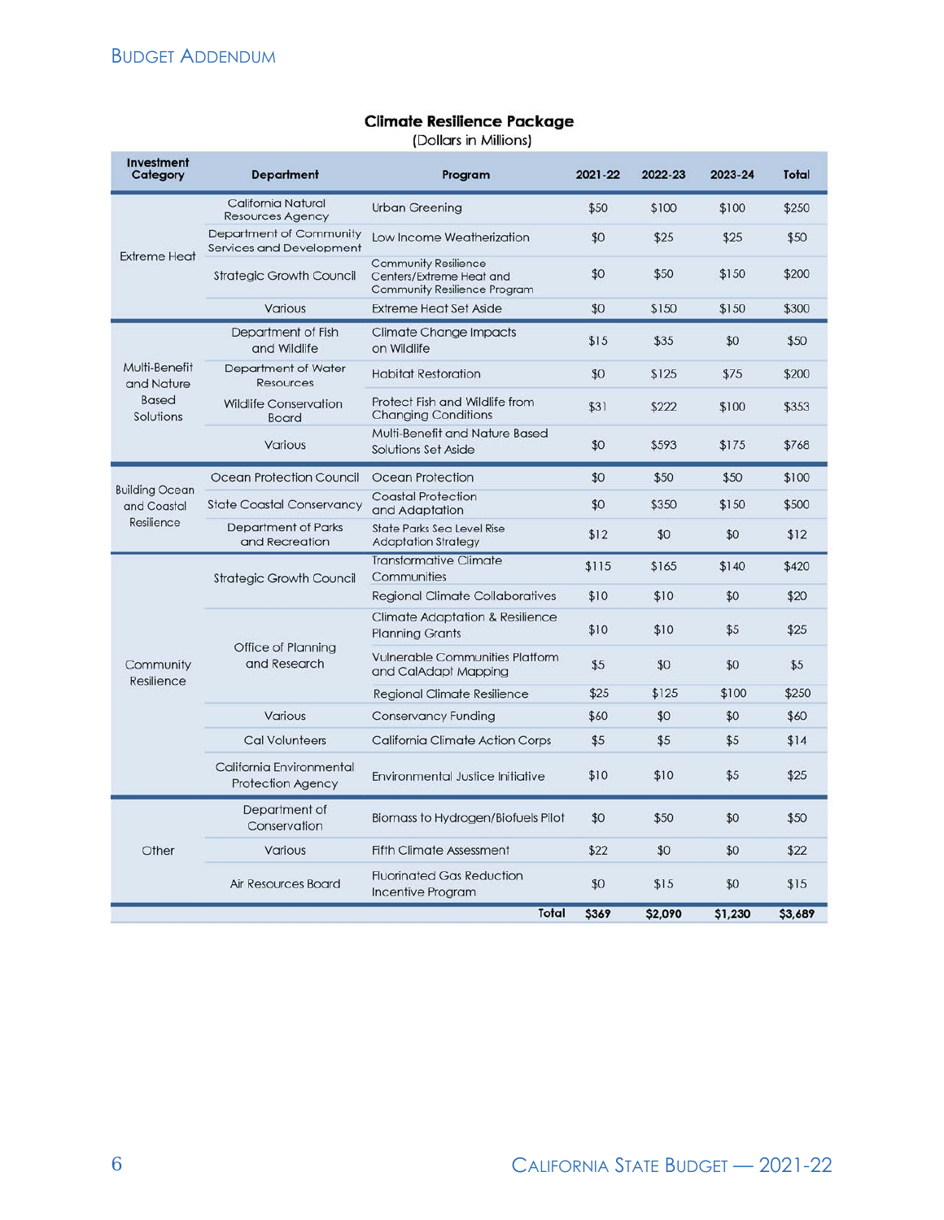**Climate Resilience Package**
(Dollars in Millions)

| Investment Category | Department | Program | 2021-22 | 2022-23 | 2023-24 | Total |
|---|---|---|---|---|---|---|
| Extreme Heat | California Natural Resources Agency | Urban Greening | $50 | $100 | $100 | $250 |
| | Department of Community Services and Development | Low Income Weatherization | $0 | $25 | $25 | $50 |
| | Strategic Growth Council | Community Resilience Centers/Extreme Heat and Community Resilience Program | $0 | $50 | $150 | $200 |
| | Various | Extreme Heat Set Aside | $0 | $150 | $150 | $300 |
| Multi-Benefit and Nature Based Solutions | Department of Fish and Wildlife | Climate Change Impacts on Wildlife | $15 | $35 | $0 | $50 |
| | Department of Water Resources | Habitat Restoration | $0 | $125 | $75 | $200 |
| | Wildlife Conservation Board | Protect Fish and Wildlife from Changing Conditions | $31 | $222 | $100 | $353 |
| | Various | Multi-Benefit and Nature Based Solutions Set Aside | $0 | $593 | $175 | $768 |
| Building Ocean and Coastal Resilience | Ocean Protection Council | Ocean Protection | $0 | $50 | $50 | $100 |
| | State Coastal Conservancy | Coastal Protection and Adaptation | $0 | $350 | $150 | $500 |
| | Department of Parks and Recreation | State Parks Sea Level Rise Adaptation Strategy | $12 | $0 | $0 | $12 |
| Community Resilience | Strategic Growth Council | Transformative Climate Communities | $115 | $165 | $140 | $420 |
| | | Regional Climate Collaboratives | $10 | $10 | $0 | $20 |
| | Office of Planning and Research | Climate Adaptation & Resilience Planning Grants | $10 | $10 | $5 | $25 |
| | | Vulnerable Communities Platform and CalAdapt Mapping | $5 | $0 | $0 | $5 |
| | | Regional Climate Resilience | $25 | $125 | $100 | $250 |
| | Various | Conservancy Funding | $60 | $0 | $0 | $60 |
| | Cal Volunteers | California Climate Action Corps | $5 | $5 | $5 | $14 |
| | California Environmental Protection Agency | Environmental Justice Initiative | $10 | $10 | $5 | $25 |
| Other | Department of Conservation | Biomass to Hydrogen/Biofuels Pilot | $0 | $50 | $0 | $50 |
| | Various | Fifth Climate Assessment | $22 | $0 | $0 | $22 |
| | Air Resources Board | Fluorinated Gas Reduction Incentive Program | $0 | $15 | $0 | $15 |
| | | **Total** | **$369** | **$2,090** | **$1,230** | **$3,689** |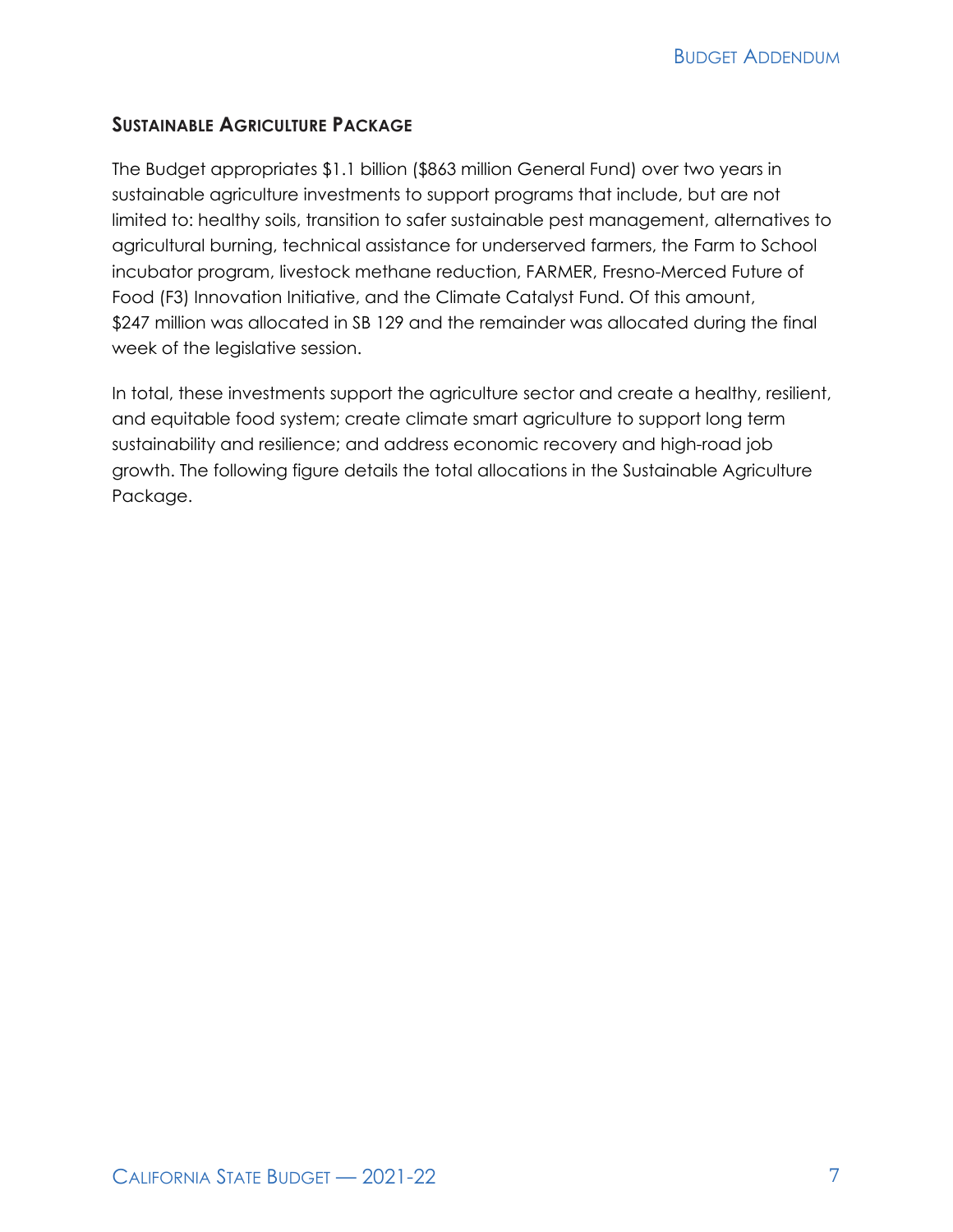## SUSTAINABLE AGRICULTURE PACKAGE

The Budget appropriates $1.1 billion ($863 million General Fund) over two years in sustainable agriculture investments to support programs that include, but are not limited to: healthy soils, transition to safer sustainable pest management, alternatives to agricultural burning, technical assistance for underserved farmers, the Farm to School incubator program, livestock methane reduction, FARMER, Fresno-Merced Future of Food (F3) Innovation Initiative, and the Climate Catalyst Fund. Of this amount, $247 million was allocated in SB 129 and the remainder was allocated during the final week of the legislative session.

In total, these investments support the agriculture sector and create a healthy, resilient, and equitable food system; create climate smart agriculture to support long term sustainability and resilience; and address economic recovery and high-road job growth. The following figure details the total allocations in the Sustainable Agriculture Package.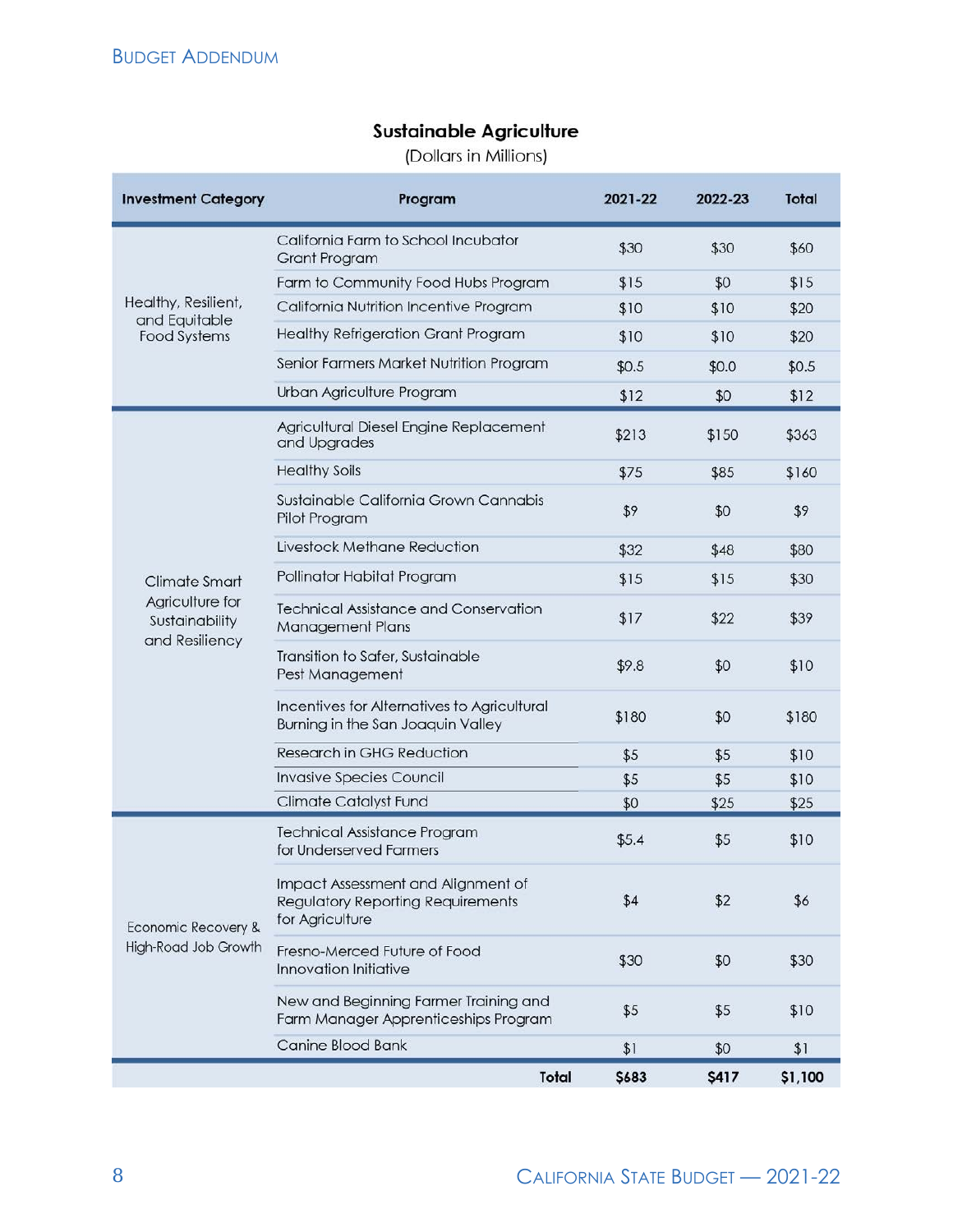## Sustainable Agriculture

(Dollars in Millions)

| Investment Category | Program | 2021-22 | 2022-23 | Total |
|---|---|---|---|---|
| Healthy, Resilient, and Equitable Food Systems | California Farm to School Incubator Grant Program | $30 | $30 | $60 |
| | Farm to Community Food Hubs Program | $15 | $0 | $15 |
| | California Nutrition Incentive Program | $10 | $10 | $20 |
| | Healthy Refrigeration Grant Program | $10 | $10 | $20 |
| | Senior Farmers Market Nutrition Program | $0.5 | $0.0 | $0.5 |
| | Urban Agriculture Program | $12 | $0 | $12 |
| Climate Smart Agriculture for Sustainability and Resiliency | Agricultural Diesel Engine Replacement and Upgrades | $213 | $150 | $363 |
| | Healthy Soils | $75 | $85 | $160 |
| | Sustainable California Grown Cannabis Pilot Program | $9 | $0 | $9 |
| | Livestock Methane Reduction | $32 | $48 | $80 |
| | Pollinator Habitat Program | $15 | $15 | $30 |
| | Technical Assistance and Conservation Management Plans | $17 | $22 | $39 |
| | Transition to Safer, Sustainable Pest Management | $9.8 | $0 | $10 |
| | Incentives for Alternatives to Agricultural Burning in the San Joaquin Valley | $180 | $0 | $180 |
| | Research in GHG Reduction | $5 | $5 | $10 |
| | Invasive Species Council | $5 | $5 | $10 |
| | Climate Catalyst Fund | $0 | $25 | $25 |
| Economic Recovery & High-Road Job Growth | Technical Assistance Program for Underserved Farmers | $5.4 | $5 | $10 |
| | Impact Assessment and Alignment of Regulatory Reporting Requirements for Agriculture | $4 | $2 | $6 |
| | Fresno-Merced Future of Food Innovation Initiative | $30 | $0 | $30 |
| | New and Beginning Farmer Training and Farm Manager Apprenticeships Program | $5 | $5 | $10 |
| | Canine Blood Bank | $1 | $0 | $1 |
| | **Total** | **$683** | **$417** | **$1,100** |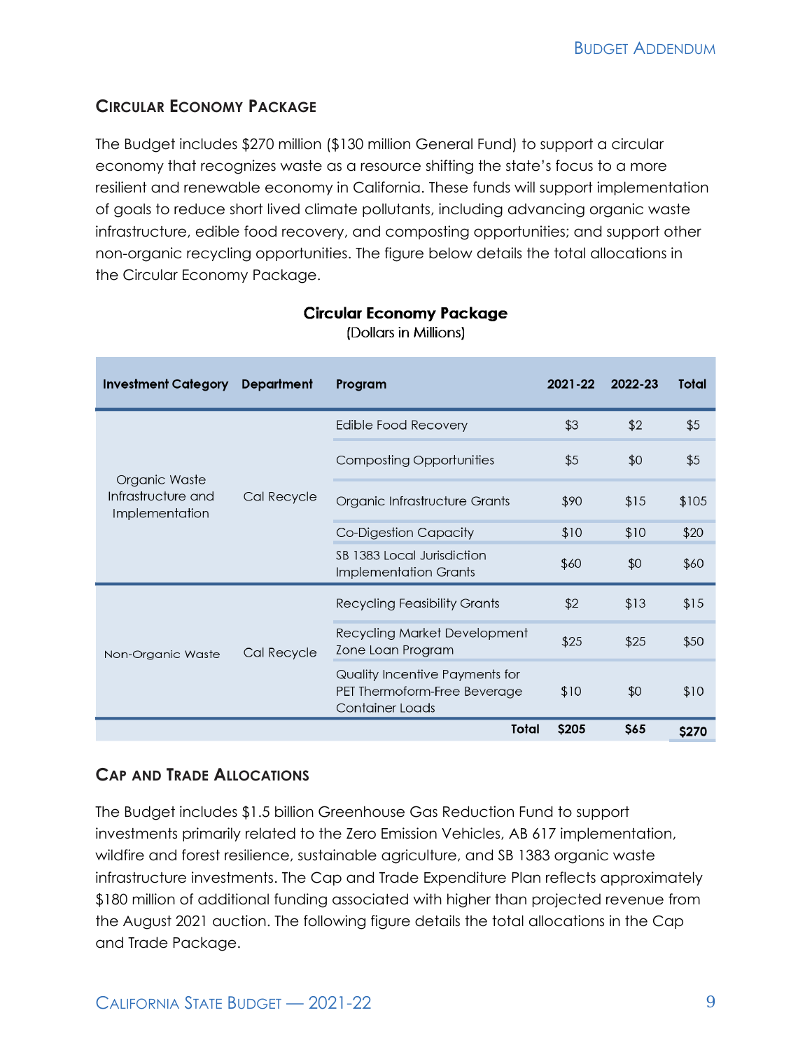## Circular Economy Package

The Budget includes $270 million ($130 million General Fund) to support a circular economy that recognizes waste as a resource shifting the state's focus to a more resilient and renewable economy in California. These funds will support implementation of goals to reduce short lived climate pollutants, including advancing organic waste infrastructure, edible food recovery, and composting opportunities; and support other non-organic recycling opportunities. The figure below details the total allocations in the Circular Economy Package.

**Circular Economy Package**
(Dollars in Millions)

| Investment Category | Department | Program | 2021-22 | 2022-23 | Total |
|---|---|---|---|---|---|
| Organic Waste Infrastructure and Implementation | Cal Recycle | Edible Food Recovery | $3 | $2 | $5 |
| | | Composting Opportunities | $5 | $0 | $5 |
| | | Organic Infrastructure Grants | $90 | $15 | $105 |
| | | Co-Digestion Capacity | $10 | $10 | $20 |
| | | SB 1383 Local Jurisdiction Implementation Grants | $60 | $0 | $60 |
| Non-Organic Waste | Cal Recycle | Recycling Feasibility Grants | $2 | $13 | $15 |
| | | Recycling Market Development Zone Loan Program | $25 | $25 | $50 |
| | | Quality Incentive Payments for PET Thermoform-Free Beverage Container Loads | $10 | $0 | $10 |
| | | **Total** | **$205** | **$65** | **$270** |

## Cap and Trade Allocations

The Budget includes $1.5 billion Greenhouse Gas Reduction Fund to support investments primarily related to the Zero Emission Vehicles, AB 617 implementation, wildfire and forest resilience, sustainable agriculture, and SB 1383 organic waste infrastructure investments. The Cap and Trade Expenditure Plan reflects approximately $180 million of additional funding associated with higher than projected revenue from the August 2021 auction. The following figure details the total allocations in the Cap and Trade Package.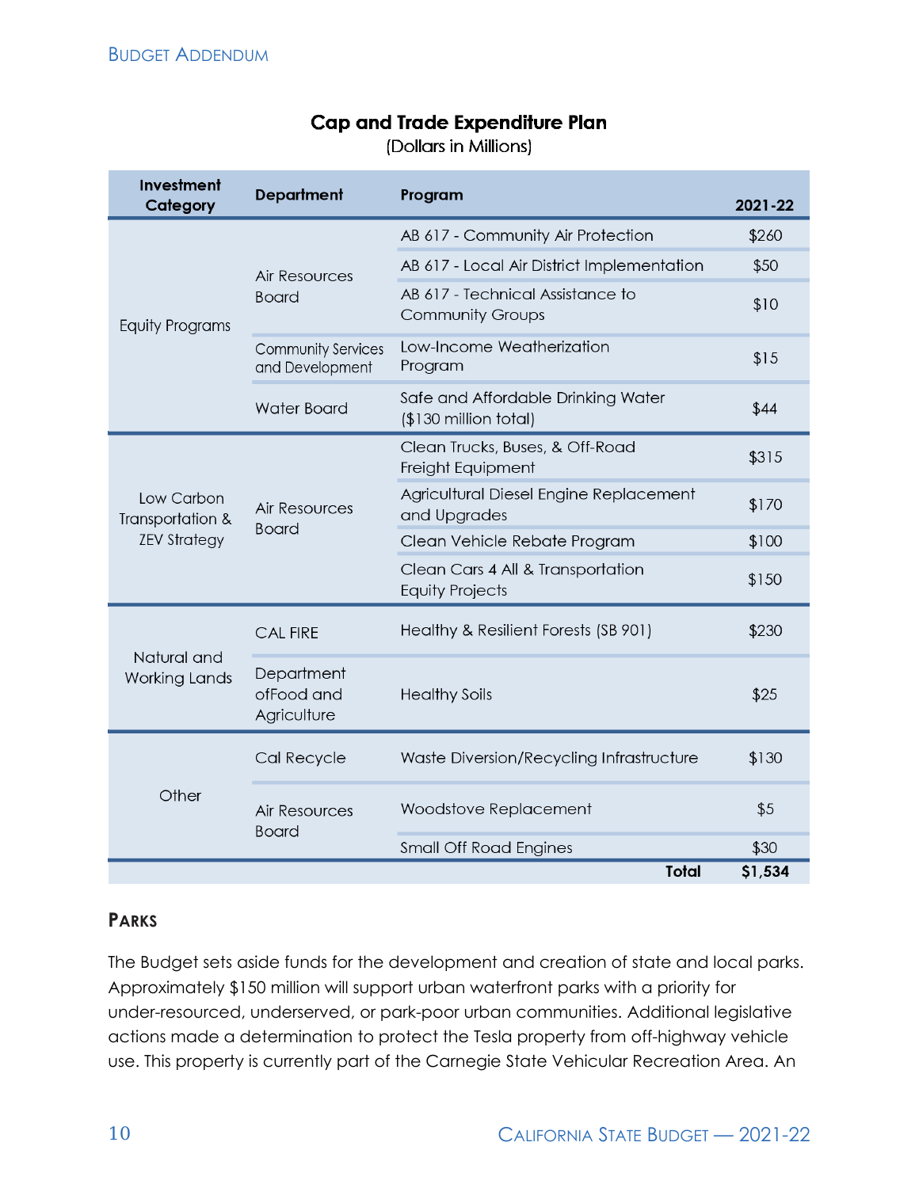## Cap and Trade Expenditure Plan

(Dollars in Millions)

| Investment Category | Department | Program | 2021-22 |
|---|---|---|---|
| Equity Programs | Air Resources Board | AB 617 - Community Air Protection | $260 |
| | | AB 617 - Local Air District Implementation | $50 |
| | | AB 617 - Technical Assistance to Community Groups | $10 |
| | Community Services and Development | Low-Income Weatherization Program | $15 |
| | Water Board | Safe and Affordable Drinking Water ($130 million total) | $44 |
| Low Carbon Transportation & ZEV Strategy | Air Resources Board | Clean Trucks, Buses, & Off-Road Freight Equipment | $315 |
| | | Agricultural Diesel Engine Replacement and Upgrades | $170 |
| | | Clean Vehicle Rebate Program | $100 |
| | | Clean Cars 4 All & Transportation Equity Projects | $150 |
| Natural and Working Lands | CAL FIRE | Healthy & Resilient Forests (SB 901) | $230 |
| | Department ofFood and Agriculture | Healthy Soils | $25 |
| Other | Cal Recycle | Waste Diversion/Recycling Infrastructure | $130 |
| | Air Resources Board | Woodstove Replacement | $5 |
| | | Small Off Road Engines | $30 |
| | | **Total** | **$1,534** |

### Parks

The Budget sets aside funds for the development and creation of state and local parks. Approximately $150 million will support urban waterfront parks with a priority for under-resourced, underserved, or park-poor urban communities. Additional legislative actions made a determination to protect the Tesla property from off-highway vehicle use. This property is currently part of the Carnegie State Vehicular Recreation Area. An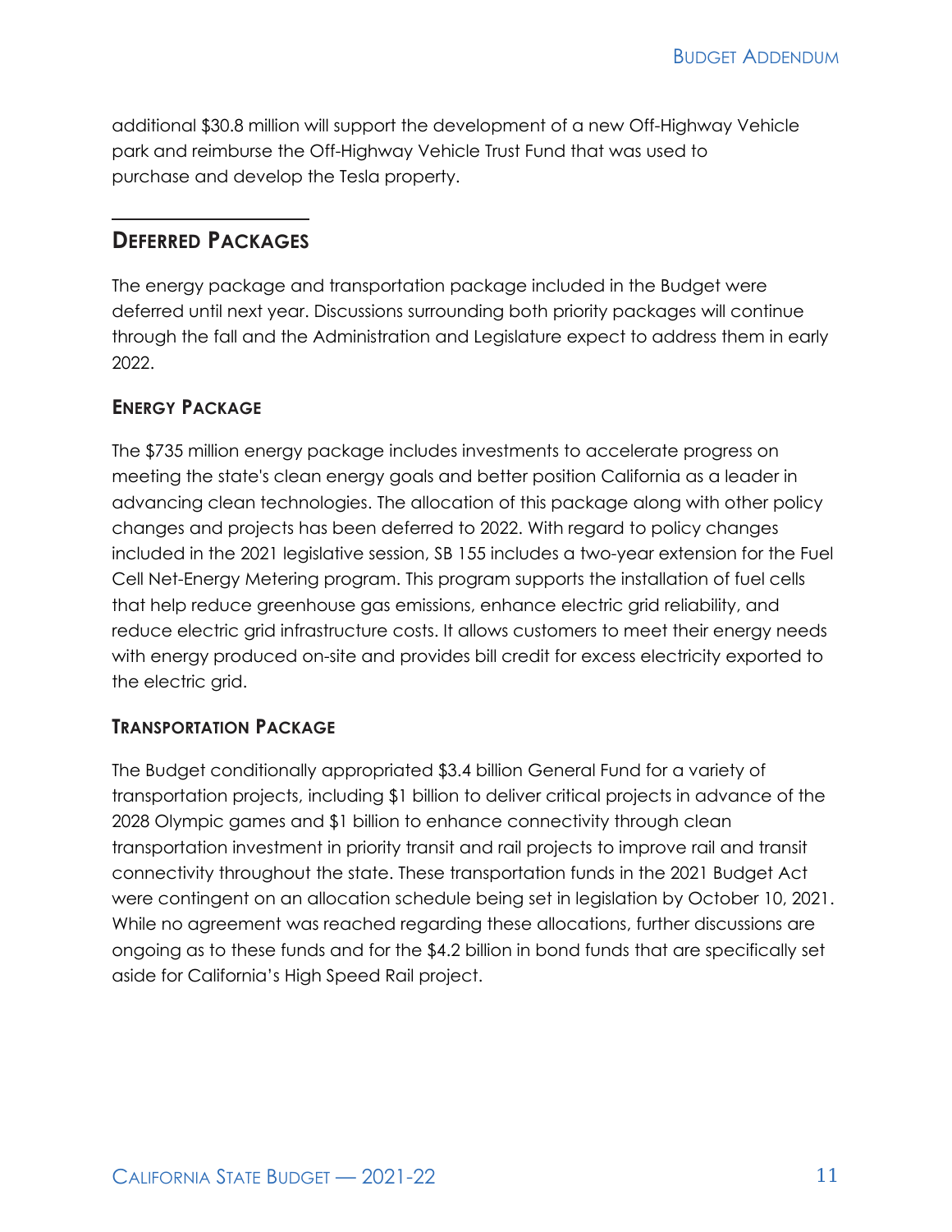additional $30.8 million will support the development of a new Off-Highway Vehicle park and reimburse the Off-Highway Vehicle Trust Fund that was used to purchase and develop the Tesla property.

## DEFERRED PACKAGES

The energy package and transportation package included in the Budget were deferred until next year. Discussions surrounding both priority packages will continue through the fall and the Administration and Legislature expect to address them in early 2022.

### ENERGY PACKAGE

The $735 million energy package includes investments to accelerate progress on meeting the state's clean energy goals and better position California as a leader in advancing clean technologies. The allocation of this package along with other policy changes and projects has been deferred to 2022. With regard to policy changes included in the 2021 legislative session, SB 155 includes a two-year extension for the Fuel Cell Net-Energy Metering program. This program supports the installation of fuel cells that help reduce greenhouse gas emissions, enhance electric grid reliability, and reduce electric grid infrastructure costs. It allows customers to meet their energy needs with energy produced on-site and provides bill credit for excess electricity exported to the electric grid.

### TRANSPORTATION PACKAGE

The Budget conditionally appropriated $3.4 billion General Fund for a variety of transportation projects, including $1 billion to deliver critical projects in advance of the 2028 Olympic games and $1 billion to enhance connectivity through clean transportation investment in priority transit and rail projects to improve rail and transit connectivity throughout the state. These transportation funds in the 2021 Budget Act were contingent on an allocation schedule being set in legislation by October 10, 2021. While no agreement was reached regarding these allocations, further discussions are ongoing as to these funds and for the $4.2 billion in bond funds that are specifically set aside for California's High Speed Rail project.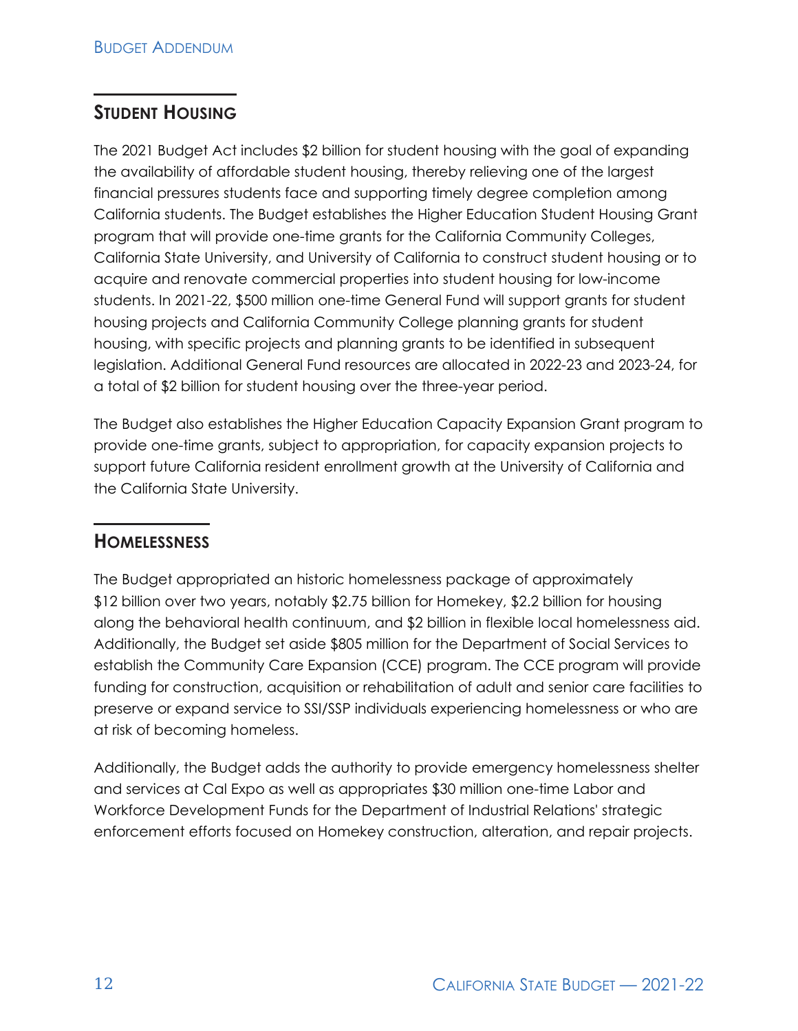## Student Housing

The 2021 Budget Act includes $2 billion for student housing with the goal of expanding the availability of affordable student housing, thereby relieving one of the largest financial pressures students face and supporting timely degree completion among California students. The Budget establishes the Higher Education Student Housing Grant program that will provide one-time grants for the California Community Colleges, California State University, and University of California to construct student housing or to acquire and renovate commercial properties into student housing for low-income students. In 2021-22, $500 million one-time General Fund will support grants for student housing projects and California Community College planning grants for student housing, with specific projects and planning grants to be identified in subsequent legislation. Additional General Fund resources are allocated in 2022-23 and 2023-24, for a total of $2 billion for student housing over the three-year period.

The Budget also establishes the Higher Education Capacity Expansion Grant program to provide one-time grants, subject to appropriation, for capacity expansion projects to support future California resident enrollment growth at the University of California and the California State University.

## Homelessness

The Budget appropriated an historic homelessness package of approximately $12 billion over two years, notably $2.75 billion for Homekey, $2.2 billion for housing along the behavioral health continuum, and $2 billion in flexible local homelessness aid. Additionally, the Budget set aside $805 million for the Department of Social Services to establish the Community Care Expansion (CCE) program. The CCE program will provide funding for construction, acquisition or rehabilitation of adult and senior care facilities to preserve or expand service to SSI/SSP individuals experiencing homelessness or who are at risk of becoming homeless.

Additionally, the Budget adds the authority to provide emergency homelessness shelter and services at Cal Expo as well as appropriates $30 million one-time Labor and Workforce Development Funds for the Department of Industrial Relations' strategic enforcement efforts focused on Homekey construction, alteration, and repair projects.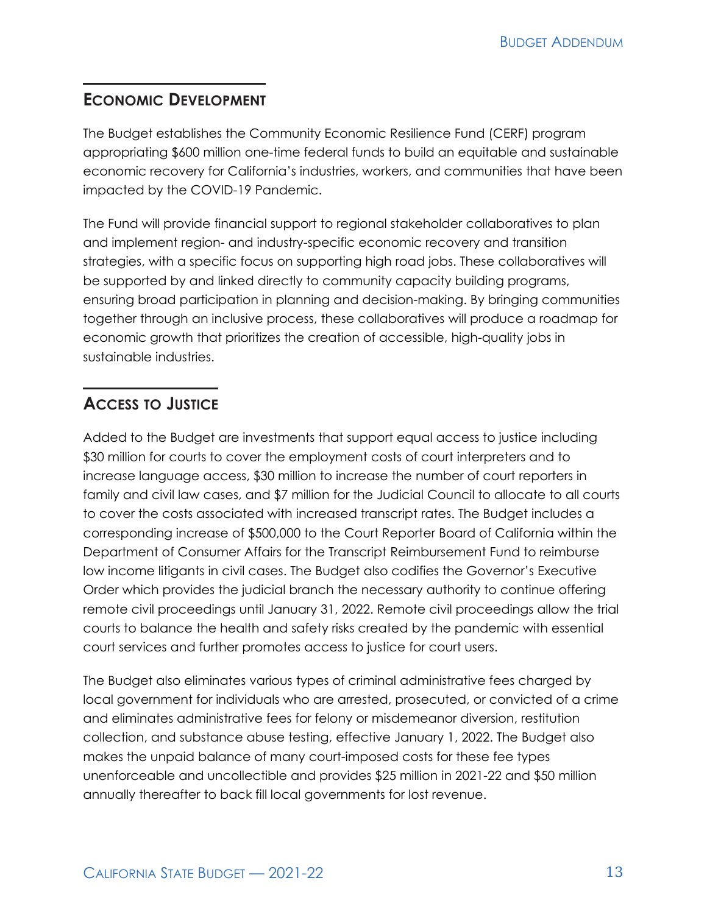## Economic Development

The Budget establishes the Community Economic Resilience Fund (CERF) program appropriating $600 million one-time federal funds to build an equitable and sustainable economic recovery for California's industries, workers, and communities that have been impacted by the COVID-19 Pandemic.

The Fund will provide financial support to regional stakeholder collaboratives to plan and implement region- and industry-specific economic recovery and transition strategies, with a specific focus on supporting high road jobs. These collaboratives will be supported by and linked directly to community capacity building programs, ensuring broad participation in planning and decision-making. By bringing communities together through an inclusive process, these collaboratives will produce a roadmap for economic growth that prioritizes the creation of accessible, high-quality jobs in sustainable industries.

## Access to Justice

Added to the Budget are investments that support equal access to justice including $30 million for courts to cover the employment costs of court interpreters and to increase language access, $30 million to increase the number of court reporters in family and civil law cases, and $7 million for the Judicial Council to allocate to all courts to cover the costs associated with increased transcript rates. The Budget includes a corresponding increase of $500,000 to the Court Reporter Board of California within the Department of Consumer Affairs for the Transcript Reimbursement Fund to reimburse low income litigants in civil cases. The Budget also codifies the Governor's Executive Order which provides the judicial branch the necessary authority to continue offering remote civil proceedings until January 31, 2022. Remote civil proceedings allow the trial courts to balance the health and safety risks created by the pandemic with essential court services and further promotes access to justice for court users.

The Budget also eliminates various types of criminal administrative fees charged by local government for individuals who are arrested, prosecuted, or convicted of a crime and eliminates administrative fees for felony or misdemeanor diversion, restitution collection, and substance abuse testing, effective January 1, 2022. The Budget also makes the unpaid balance of many court-imposed costs for these fee types unenforceable and uncollectible and provides $25 million in 2021-22 and $50 million annually thereafter to back fill local governments for lost revenue.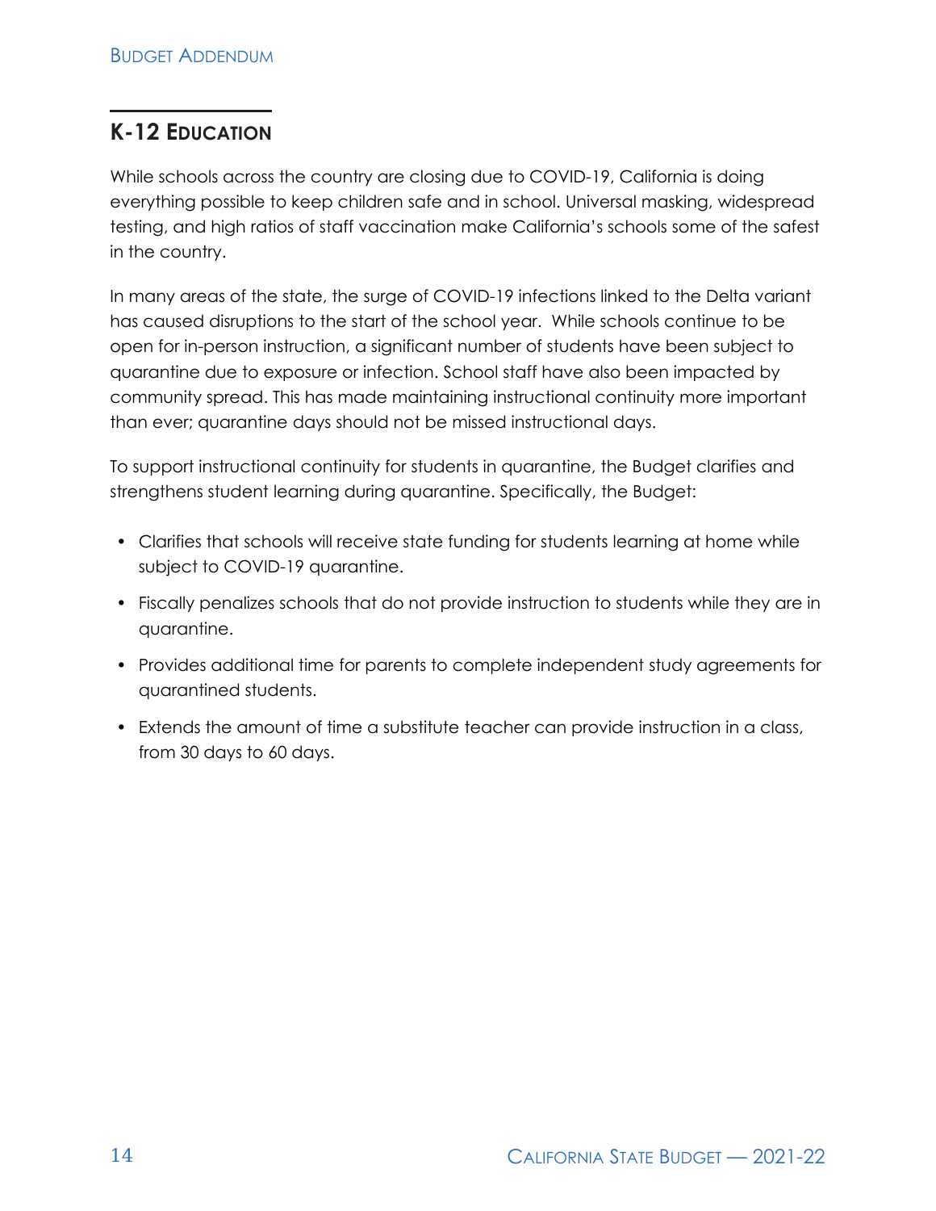## K-12 Education

While schools across the country are closing due to COVID-19, California is doing everything possible to keep children safe and in school. Universal masking, widespread testing, and high ratios of staff vaccination make California's schools some of the safest in the country.

In many areas of the state, the surge of COVID-19 infections linked to the Delta variant has caused disruptions to the start of the school year. While schools continue to be open for in-person instruction, a significant number of students have been subject to quarantine due to exposure or infection. School staff have also been impacted by community spread. This has made maintaining instructional continuity more important than ever; quarantine days should not be missed instructional days.

To support instructional continuity for students in quarantine, the Budget clarifies and strengthens student learning during quarantine. Specifically, the Budget:

- Clarifies that schools will receive state funding for students learning at home while subject to COVID-19 quarantine.
- Fiscally penalizes schools that do not provide instruction to students while they are in quarantine.
- Provides additional time for parents to complete independent study agreements for quarantined students.
- Extends the amount of time a substitute teacher can provide instruction in a class, from 30 days to 60 days.